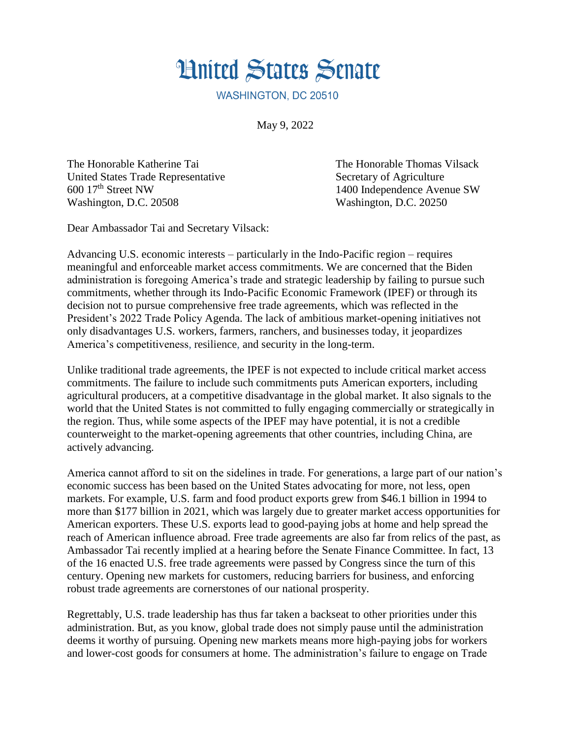# United States Senate

WASHINGTON, DC 20510

May 9, 2022

The Honorable Katherine Tai
United States Trade Representative
600 17th Street NW
Washington, D.C. 20508

The Honorable Thomas Vilsack
Secretary of Agriculture
1400 Independence Avenue SW
Washington, D.C. 20250

Dear Ambassador Tai and Secretary Vilsack:

Advancing U.S. economic interests – particularly in the Indo-Pacific region – requires meaningful and enforceable market access commitments. We are concerned that the Biden administration is foregoing America's trade and strategic leadership by failing to pursue such commitments, whether through its Indo-Pacific Economic Framework (IPEF) or through its decision not to pursue comprehensive free trade agreements, which was reflected in the President's 2022 Trade Policy Agenda. The lack of ambitious market-opening initiatives not only disadvantages U.S. workers, farmers, ranchers, and businesses today, it jeopardizes America's competitiveness, resilience, and security in the long-term.

Unlike traditional trade agreements, the IPEF is not expected to include critical market access commitments. The failure to include such commitments puts American exporters, including agricultural producers, at a competitive disadvantage in the global market. It also signals to the world that the United States is not committed to fully engaging commercially or strategically in the region. Thus, while some aspects of the IPEF may have potential, it is not a credible counterweight to the market-opening agreements that other countries, including China, are actively advancing.

America cannot afford to sit on the sidelines in trade. For generations, a large part of our nation's economic success has been based on the United States advocating for more, not less, open markets. For example, U.S. farm and food product exports grew from $46.1 billion in 1994 to more than $177 billion in 2021, which was largely due to greater market access opportunities for American exporters. These U.S. exports lead to good-paying jobs at home and help spread the reach of American influence abroad. Free trade agreements are also far from relics of the past, as Ambassador Tai recently implied at a hearing before the Senate Finance Committee. In fact, 13 of the 16 enacted U.S. free trade agreements were passed by Congress since the turn of this century. Opening new markets for customers, reducing barriers for business, and enforcing robust trade agreements are cornerstones of our national prosperity.

Regrettably, U.S. trade leadership has thus far taken a backseat to other priorities under this administration. But, as you know, global trade does not simply pause until the administration deems it worthy of pursuing. Opening new markets means more high-paying jobs for workers and lower-cost goods for consumers at home. The administration's failure to engage on Trade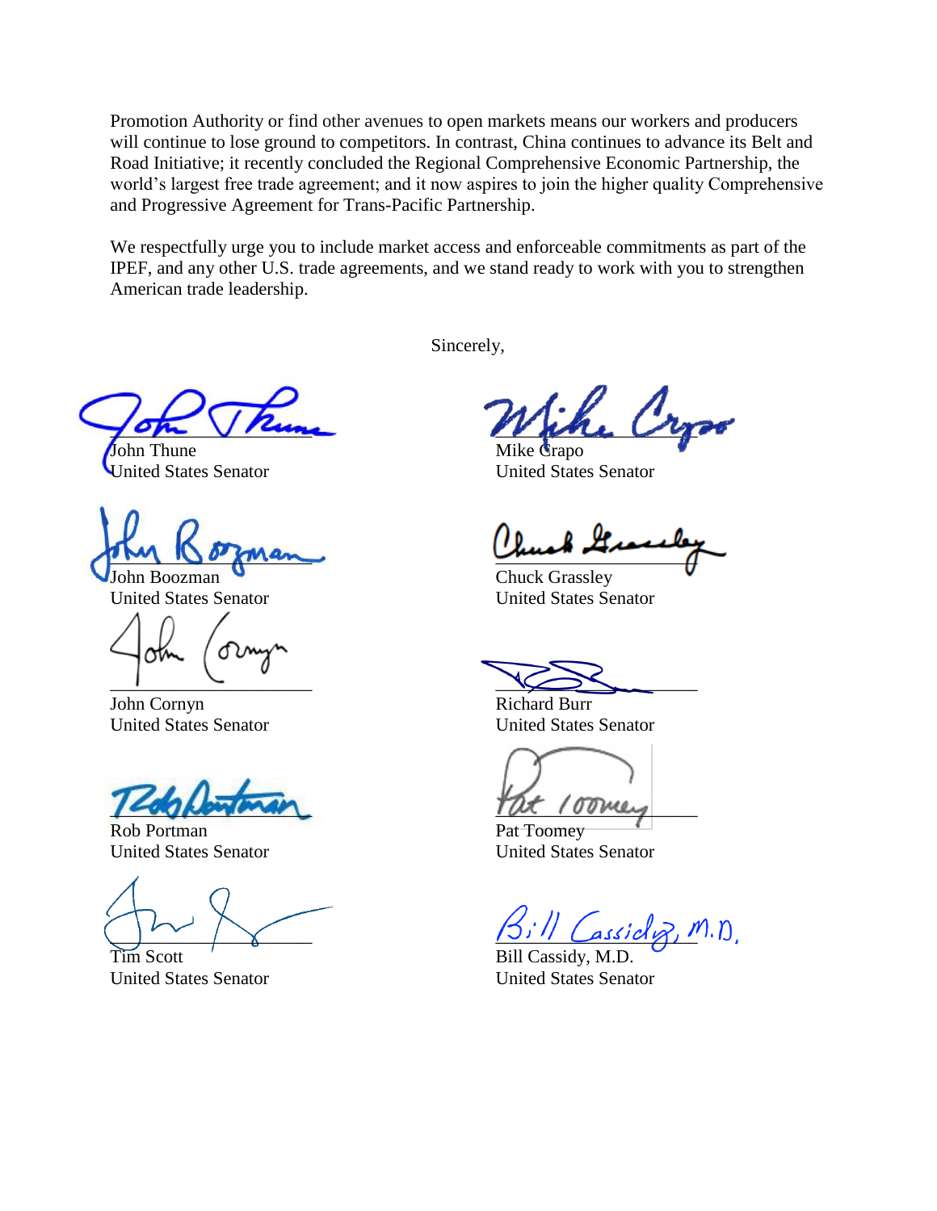Promotion Authority or find other avenues to open markets means our workers and producers will continue to lose ground to competitors. In contrast, China continues to advance its Belt and Road Initiative; it recently concluded the Regional Comprehensive Economic Partnership, the world's largest free trade agreement; and it now aspires to join the higher quality Comprehensive and Progressive Agreement for Trans-Pacific Partnership.

We respectfully urge you to include market access and enforceable commitments as part of the IPEF, and any other U.S. trade agreements, and we stand ready to work with you to strengthen American trade leadership.

Sincerely,

John Thune
United States Senator

Mike Crapo
United States Senator

John Boozman
United States Senator

Chuck Grassley
United States Senator

John Cornyn
United States Senator

Richard Burr
United States Senator

Rob Portman
United States Senator

Pat Toomey
United States Senator

Tim Scott
United States Senator

Bill Cassidy, M.D.
United States Senator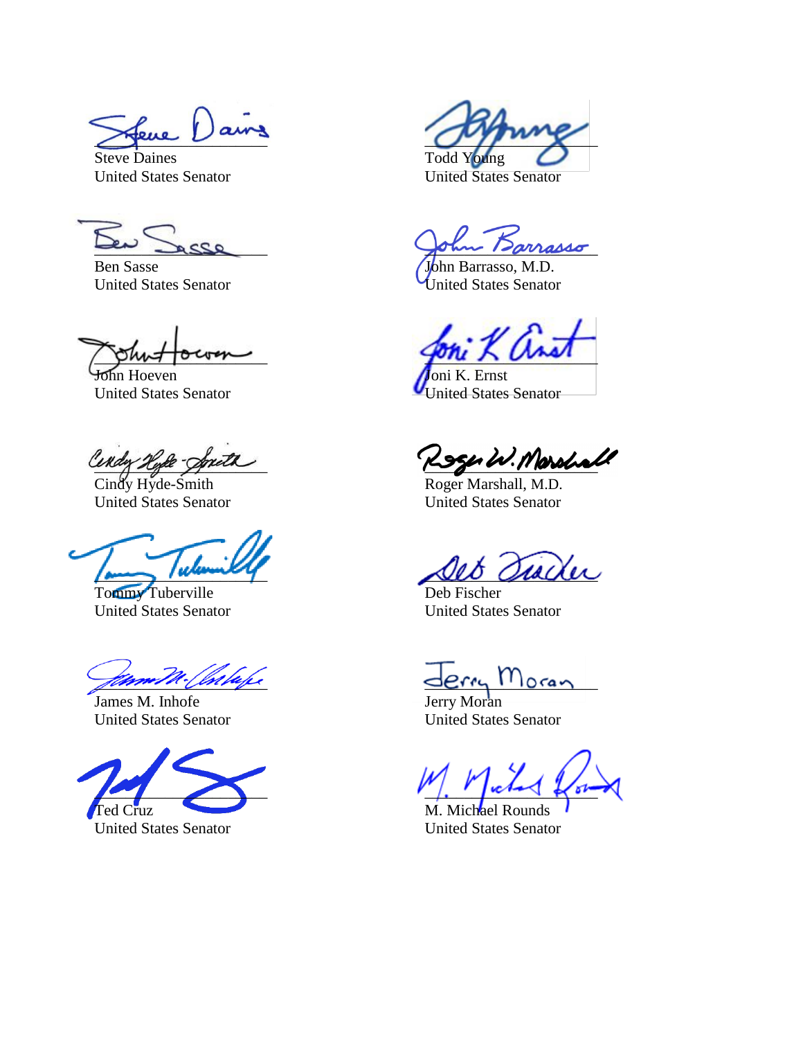Steve Daines
United States Senator

Todd Young
United States Senator

Ben Sasse
United States Senator

John Barrasso, M.D.
United States Senator

John Hoeven
United States Senator

Joni K. Ernst
United States Senator

Cindy Hyde-Smith
United States Senator

Roger Marshall, M.D.
United States Senator

Tommy Tuberville
United States Senator

Deb Fischer
United States Senator

James M. Inhofe
United States Senator

Jerry Moran
United States Senator

Ted Cruz
United States Senator

M. Michael Rounds
United States Senator